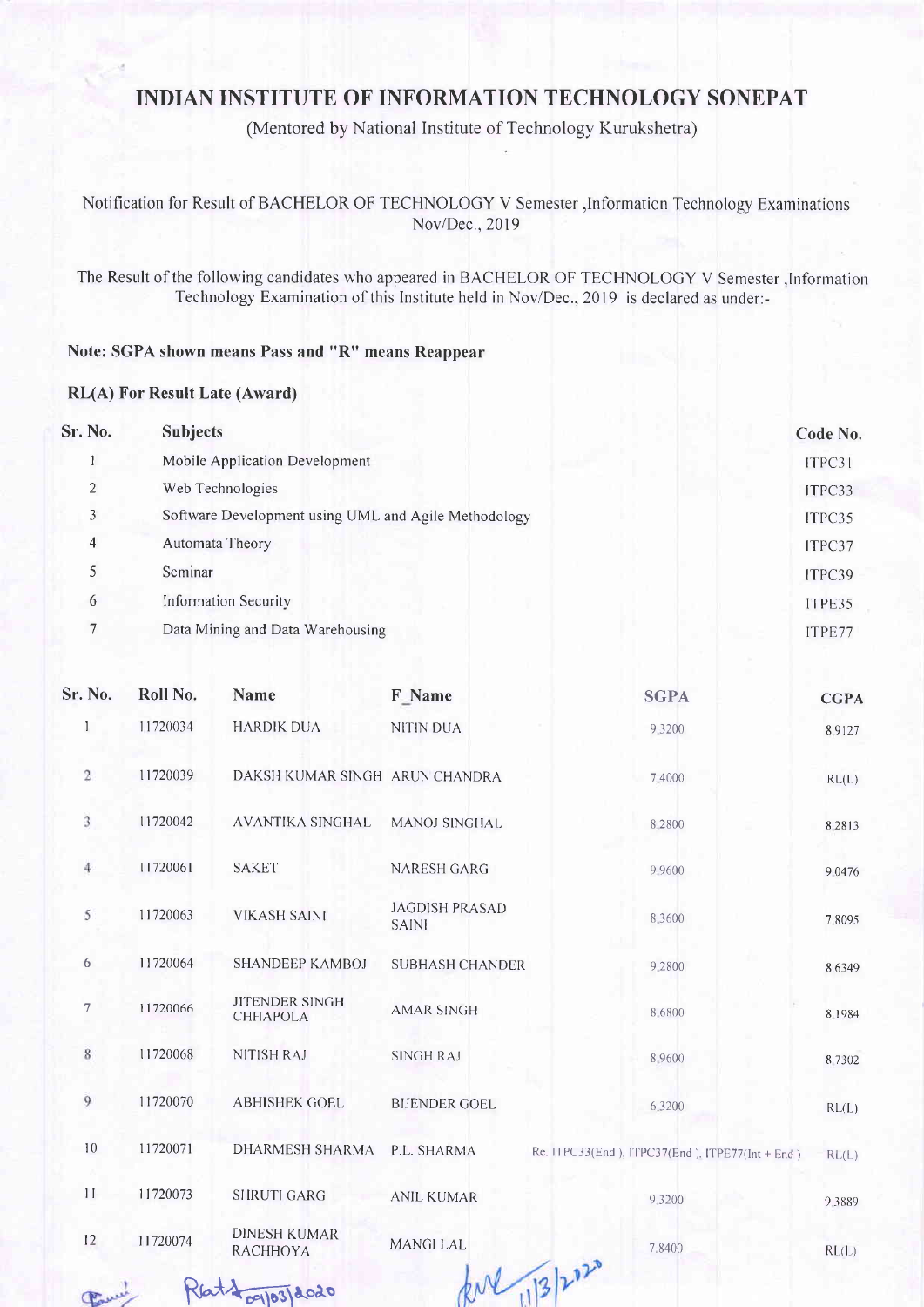# INDIAN INSTITUTE OF INFORMATION TECHNOLOGY SONEPAT

(Mentored by National Institute of Technology Kurukshetra)

Notification for Result of BACHELOR OF TECHNOLOGY V Semester ,Information Technology Examinations Nov/Dec., 2019

The Result of the following candidates who appeared in BACHELOR OF TECHNOLOGY V Semester ,Information Technology Examination of this Institute held in Nov/Dec., 2019 is declared as under:-

**Note: SGPA shown means Pass and "R" means Reappear**

**RL(A) For Result Late (Award)**

| Sr. No. | Subjects | Code No. |
|---|---|---|
| 1 | Mobile Application Development | ITPC31 |
| 2 | Web Technologies | ITPC33 |
| 3 | Software Development using UML and Agile Methodology | ITPC35 |
| 4 | Automata Theory | ITPC37 |
| 5 | Seminar | ITPC39 |
| 6 | Information Security | ITPE35 |
| 7 | Data Mining and Data Warehousing | ITPE77 |

| Sr. No. | Roll No. | Name | F_Name | SGPA | CGPA |
|---|---|---|---|---|---|
| 1 | 11720034 | HARDIK DUA | NITIN DUA | 9.3200 | 8.9127 |
| 2 | 11720039 | DAKSH KUMAR SINGH | ARUN CHANDRA | 7.4000 | RL(L) |
| 3 | 11720042 | AVANTIKA SINGHAL | MANOJ SINGHAL | 8.2800 | 8.2813 |
| 4 | 11720061 | SAKET | NARESH GARG | 9.9600 | 9.0476 |
| 5 | 11720063 | VIKASH SAINI | JAGDISH PRASAD SAINI | 8.3600 | 7.8095 |
| 6 | 11720064 | SHANDEEP KAMBOJ | SUBHASH CHANDER | 9.2800 | 8.6349 |
| 7 | 11720066 | JITENDER SINGH CHHAPOLA | AMAR SINGH | 8.6800 | 8.1984 |
| 8 | 11720068 | NITISH RAJ | SINGH RAJ | 8.9600 | 8.7302 |
| 9 | 11720070 | ABHISHEK GOEL | BIJENDER GOEL | 6.3200 | RL(L) |
| 10 | 11720071 | DHARMESH SHARMA | P.L. SHARMA | Re. ITPC33(End ), ITPC37(End ), ITPE77(Int + End ) | RL(L) |
| 11 | 11720073 | SHRUTI GARG | ANIL KUMAR | 9.3200 | 9.3889 |
| 12 | 11720074 | DINESH KUMAR RACHHOYA | MANGI LAL | 7.8400 | RL(L) |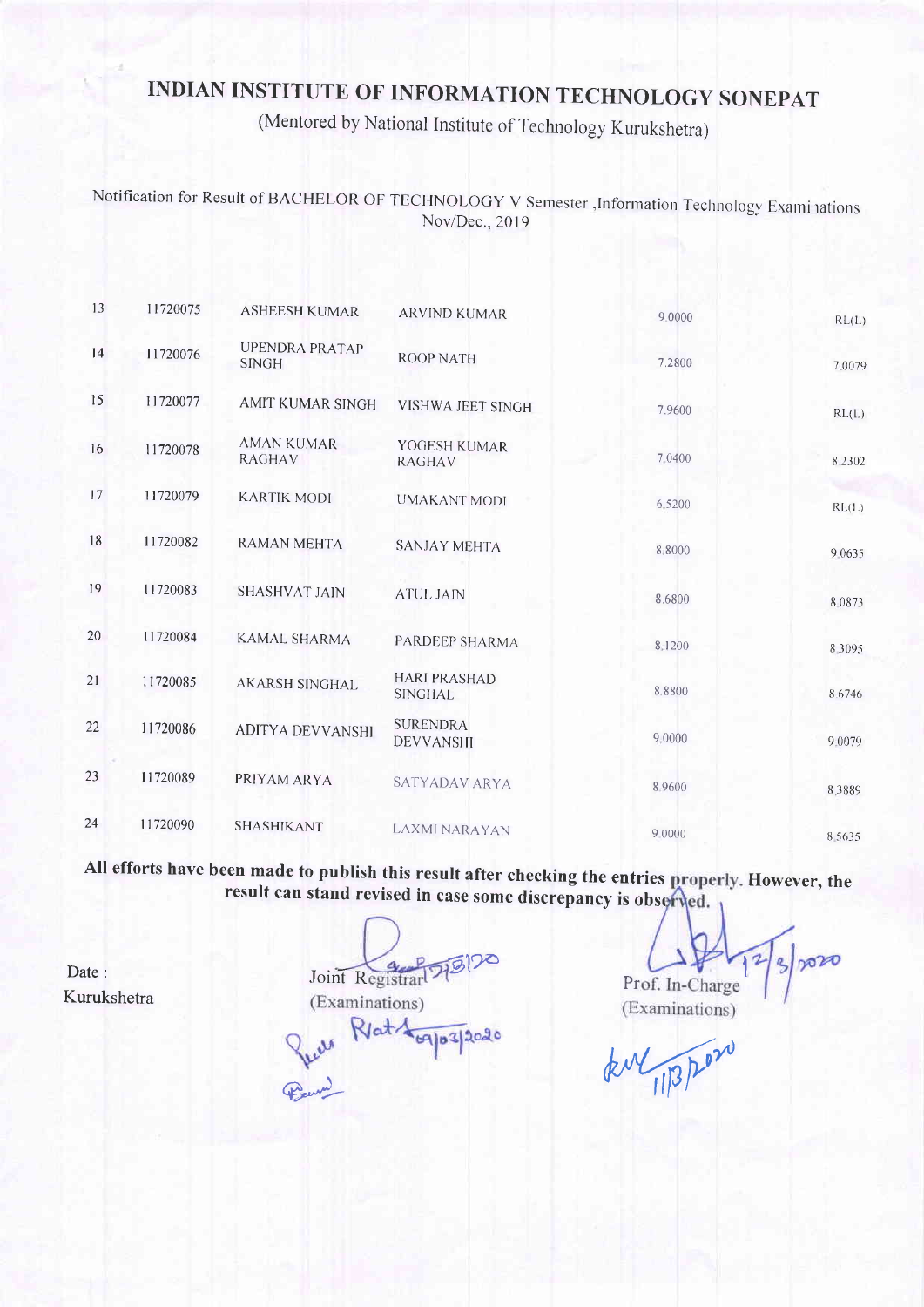# INDIAN INSTITUTE OF INFORMATION TECHNOLOGY SONEPAT

(Mentored by National Institute of Technology Kurukshetra)

Notification for Result of BACHELOR OF TECHNOLOGY V Semester ,Information Technology Examinations Nov/Dec., 2019

| | | | | | |
|---|---|---|---|---|---|
| 13 | 11720075 | ASHEESH KUMAR | ARVIND KUMAR | 9.0000 | RL(L) |
| 14 | 11720076 | UPENDRA PRATAP SINGH | ROOP NATH | 7.2800 | 7.0079 |
| 15 | 11720077 | AMIT KUMAR SINGH | VISHWA JEET SINGH | 7.9600 | RL(L) |
| 16 | 11720078 | AMAN KUMAR RAGHAV | YOGESH KUMAR RAGHAV | 7.0400 | 8.2302 |
| 17 | 11720079 | KARTIK MODI | UMAKANT MODI | 6.5200 | RL(L) |
| 18 | 11720082 | RAMAN MEHTA | SANJAY MEHTA | 8.8000 | 9.0635 |
| 19 | 11720083 | SHASHVAT JAIN | ATUL JAIN | 8.6800 | 8.0873 |
| 20 | 11720084 | KAMAL SHARMA | PARDEEP SHARMA | 8.1200 | 8.3095 |
| 21 | 11720085 | AKARSH SINGHAL | HARI PRASHAD SINGHAL | 8.8800 | 8.6746 |
| 22 | 11720086 | ADITYA DEVVANSHI | SURENDRA DEVVANSHI | 9.0000 | 9.0079 |
| 23 | 11720089 | PRIYAM ARYA | SATYADAV ARYA | 8.9600 | 8.3889 |
| 24 | 11720090 | SHASHIKANT | LAXMI NARAYAN | 9.0000 | 8.5635 |

**All efforts have been made to publish this result after checking the entries properly. However, the result can stand revised in case some discrepancy is observed.**

Date :
Kurukshetra

Joint Registrar (Examinations) 5/3/20

09/03/2020

Prof. In-Charge (Examinations) 12/3/2020

11/3/2020